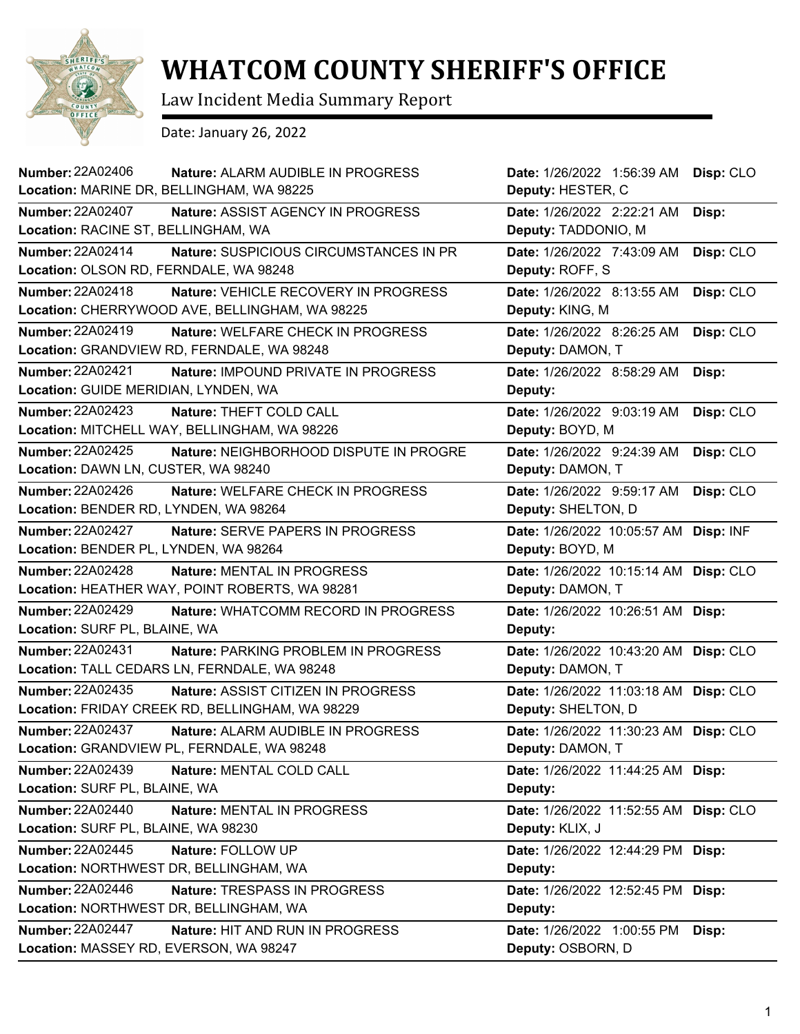# WHATCOM COUNTY SHERIFF'S OFFICE

Law Incident Media Summary Report

Date: January 26, 2022

| Number | Nature | Location | Date | Deputy | Disp |
|---|---|---|---|---|---|
| 22A02406 | ALARM AUDIBLE IN PROGRESS | MARINE DR, BELLINGHAM, WA 98225 | 1/26/2022 1:56:39 AM | HESTER, C | CLO |
| 22A02407 | ASSIST AGENCY IN PROGRESS | RACINE ST, BELLINGHAM, WA | 1/26/2022 2:22:21 AM | TADDONIO, M | |
| 22A02414 | SUSPICIOUS CIRCUMSTANCES IN PR | OLSON RD, FERNDALE, WA 98248 | 1/26/2022 7:43:09 AM | ROFF, S | CLO |
| 22A02418 | VEHICLE RECOVERY IN PROGRESS | CHERRYWOOD AVE, BELLINGHAM, WA 98225 | 1/26/2022 8:13:55 AM | KING, M | CLO |
| 22A02419 | WELFARE CHECK IN PROGRESS | GRANDVIEW RD, FERNDALE, WA 98248 | 1/26/2022 8:26:25 AM | DAMON, T | CLO |
| 22A02421 | IMPOUND PRIVATE IN PROGRESS | GUIDE MERIDIAN, LYNDEN, WA | 1/26/2022 8:58:29 AM | | |
| 22A02423 | THEFT COLD CALL | MITCHELL WAY, BELLINGHAM, WA 98226 | 1/26/2022 9:03:19 AM | BOYD, M | CLO |
| 22A02425 | NEIGHBORHOOD DISPUTE IN PROGRE | DAWN LN, CUSTER, WA 98240 | 1/26/2022 9:24:39 AM | DAMON, T | CLO |
| 22A02426 | WELFARE CHECK IN PROGRESS | BENDER RD, LYNDEN, WA 98264 | 1/26/2022 9:59:17 AM | SHELTON, D | CLO |
| 22A02427 | SERVE PAPERS IN PROGRESS | BENDER PL, LYNDEN, WA 98264 | 1/26/2022 10:05:57 AM | BOYD, M | INF |
| 22A02428 | MENTAL IN PROGRESS | HEATHER WAY, POINT ROBERTS, WA 98281 | 1/26/2022 10:15:14 AM | DAMON, T | CLO |
| 22A02429 | WHATCOMM RECORD IN PROGRESS | SURF PL, BLAINE, WA | 1/26/2022 10:26:51 AM | | |
| 22A02431 | PARKING PROBLEM IN PROGRESS | TALL CEDARS LN, FERNDALE, WA 98248 | 1/26/2022 10:43:20 AM | DAMON, T | CLO |
| 22A02435 | ASSIST CITIZEN IN PROGRESS | FRIDAY CREEK RD, BELLINGHAM, WA 98229 | 1/26/2022 11:03:18 AM | SHELTON, D | CLO |
| 22A02437 | ALARM AUDIBLE IN PROGRESS | GRANDVIEW PL, FERNDALE, WA 98248 | 1/26/2022 11:30:23 AM | DAMON, T | CLO |
| 22A02439 | MENTAL COLD CALL | SURF PL, BLAINE, WA | 1/26/2022 11:44:25 AM | | |
| 22A02440 | MENTAL IN PROGRESS | SURF PL, BLAINE, WA 98230 | 1/26/2022 11:52:55 AM | KLIX, J | CLO |
| 22A02445 | FOLLOW UP | NORTHWEST DR, BELLINGHAM, WA | 1/26/2022 12:44:29 PM | | |
| 22A02446 | TRESPASS IN PROGRESS | NORTHWEST DR, BELLINGHAM, WA | 1/26/2022 12:52:45 PM | | |
| 22A02447 | HIT AND RUN IN PROGRESS | MASSEY RD, EVERSON, WA 98247 | 1/26/2022 1:00:55 PM | OSBORN, D | |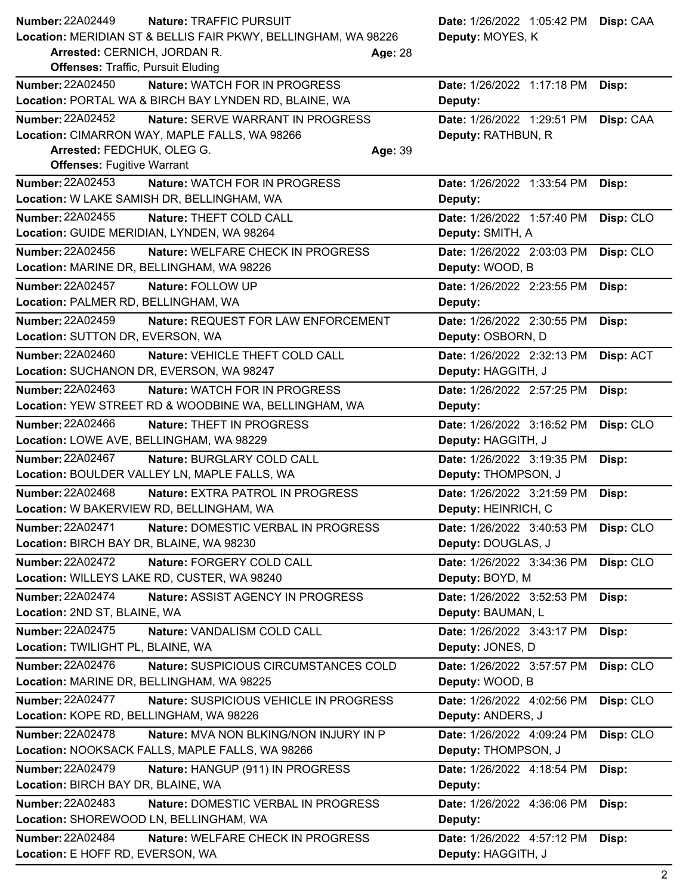**Number:** 22A02449 **Nature:** TRAFFIC PURSUIT **Date:** 1/26/2022 1:05:42 PM **Disp:** CAA
**Location:** MERIDIAN ST & BELLIS FAIR PKWY, BELLINGHAM, WA 98226 **Deputy:** MOYES, K
**Arrested:** CERNICH, JORDAN R. **Age:** 28
**Offenses:** Traffic, Pursuit Eluding

---

**Number:** 22A02450 **Nature:** WATCH FOR IN PROGRESS **Date:** 1/26/2022 1:17:18 PM **Disp:**
**Location:** PORTAL WA & BIRCH BAY LYNDEN RD, BLAINE, WA **Deputy:**

---

**Number:** 22A02452 **Nature:** SERVE WARRANT IN PROGRESS **Date:** 1/26/2022 1:29:51 PM **Disp:** CAA
**Location:** CIMARRON WAY, MAPLE FALLS, WA 98266 **Deputy:** RATHBUN, R
**Arrested:** FEDCHUK, OLEG G. **Age:** 39
**Offenses:** Fugitive Warrant

---

**Number:** 22A02453 **Nature:** WATCH FOR IN PROGRESS **Date:** 1/26/2022 1:33:54 PM **Disp:**
**Location:** W LAKE SAMISH DR, BELLINGHAM, WA **Deputy:**

---

**Number:** 22A02455 **Nature:** THEFT COLD CALL **Date:** 1/26/2022 1:57:40 PM **Disp:** CLO
**Location:** GUIDE MERIDIAN, LYNDEN, WA 98264 **Deputy:** SMITH, A

---

**Number:** 22A02456 **Nature:** WELFARE CHECK IN PROGRESS **Date:** 1/26/2022 2:03:03 PM **Disp:** CLO
**Location:** MARINE DR, BELLINGHAM, WA 98226 **Deputy:** WOOD, B

---

**Number:** 22A02457 **Nature:** FOLLOW UP **Date:** 1/26/2022 2:23:55 PM **Disp:**
**Location:** PALMER RD, BELLINGHAM, WA **Deputy:**

---

**Number:** 22A02459 **Nature:** REQUEST FOR LAW ENFORCEMENT **Date:** 1/26/2022 2:30:55 PM **Disp:**
**Location:** SUTTON DR, EVERSON, WA **Deputy:** OSBORN, D

---

**Number:** 22A02460 **Nature:** VEHICLE THEFT COLD CALL **Date:** 1/26/2022 2:32:13 PM **Disp:** ACT
**Location:** SUCHANON DR, EVERSON, WA 98247 **Deputy:** HAGGITH, J

---

**Number:** 22A02463 **Nature:** WATCH FOR IN PROGRESS **Date:** 1/26/2022 2:57:25 PM **Disp:**
**Location:** YEW STREET RD & WOODBINE WA, BELLINGHAM, WA **Deputy:**

---

**Number:** 22A02466 **Nature:** THEFT IN PROGRESS **Date:** 1/26/2022 3:16:52 PM **Disp:** CLO
**Location:** LOWE AVE, BELLINGHAM, WA 98229 **Deputy:** HAGGITH, J

---

**Number:** 22A02467 **Nature:** BURGLARY COLD CALL **Date:** 1/26/2022 3:19:35 PM **Disp:**
**Location:** BOULDER VALLEY LN, MAPLE FALLS, WA **Deputy:** THOMPSON, J

---

**Number:** 22A02468 **Nature:** EXTRA PATROL IN PROGRESS **Date:** 1/26/2022 3:21:59 PM **Disp:**
**Location:** W BAKERVIEW RD, BELLINGHAM, WA **Deputy:** HEINRICH, C

---

**Number:** 22A02471 **Nature:** DOMESTIC VERBAL IN PROGRESS **Date:** 1/26/2022 3:40:53 PM **Disp:** CLO
**Location:** BIRCH BAY DR, BLAINE, WA 98230 **Deputy:** DOUGLAS, J

---

**Number:** 22A02472 **Nature:** FORGERY COLD CALL **Date:** 1/26/2022 3:34:36 PM **Disp:** CLO
**Location:** WILLEYS LAKE RD, CUSTER, WA 98240 **Deputy:** BOYD, M

---

**Number:** 22A02474 **Nature:** ASSIST AGENCY IN PROGRESS **Date:** 1/26/2022 3:52:53 PM **Disp:**
**Location:** 2ND ST, BLAINE, WA **Deputy:** BAUMAN, L

---

**Number:** 22A02475 **Nature:** VANDALISM COLD CALL **Date:** 1/26/2022 3:43:17 PM **Disp:**
**Location:** TWILIGHT PL, BLAINE, WA **Deputy:** JONES, D

---

**Number:** 22A02476 **Nature:** SUSPICIOUS CIRCUMSTANCES COLD **Date:** 1/26/2022 3:57:57 PM **Disp:** CLO
**Location:** MARINE DR, BELLINGHAM, WA 98225 **Deputy:** WOOD, B

---

**Number:** 22A02477 **Nature:** SUSPICIOUS VEHICLE IN PROGRESS **Date:** 1/26/2022 4:02:56 PM **Disp:** CLO
**Location:** KOPE RD, BELLINGHAM, WA 98226 **Deputy:** ANDERS, J

---

**Number:** 22A02478 **Nature:** MVA NON BLKING/NON INJURY IN P **Date:** 1/26/2022 4:09:24 PM **Disp:** CLO
**Location:** NOOKSACK FALLS, MAPLE FALLS, WA 98266 **Deputy:** THOMPSON, J

---

**Number:** 22A02479 **Nature:** HANGUP (911) IN PROGRESS **Date:** 1/26/2022 4:18:54 PM **Disp:**
**Location:** BIRCH BAY DR, BLAINE, WA **Deputy:**

---

**Number:** 22A02483 **Nature:** DOMESTIC VERBAL IN PROGRESS **Date:** 1/26/2022 4:36:06 PM **Disp:**
**Location:** SHOREWOOD LN, BELLINGHAM, WA **Deputy:**

---

**Number:** 22A02484 **Nature:** WELFARE CHECK IN PROGRESS **Date:** 1/26/2022 4:57:12 PM **Disp:**
**Location:** E HOFF RD, EVERSON, WA **Deputy:** HAGGITH, J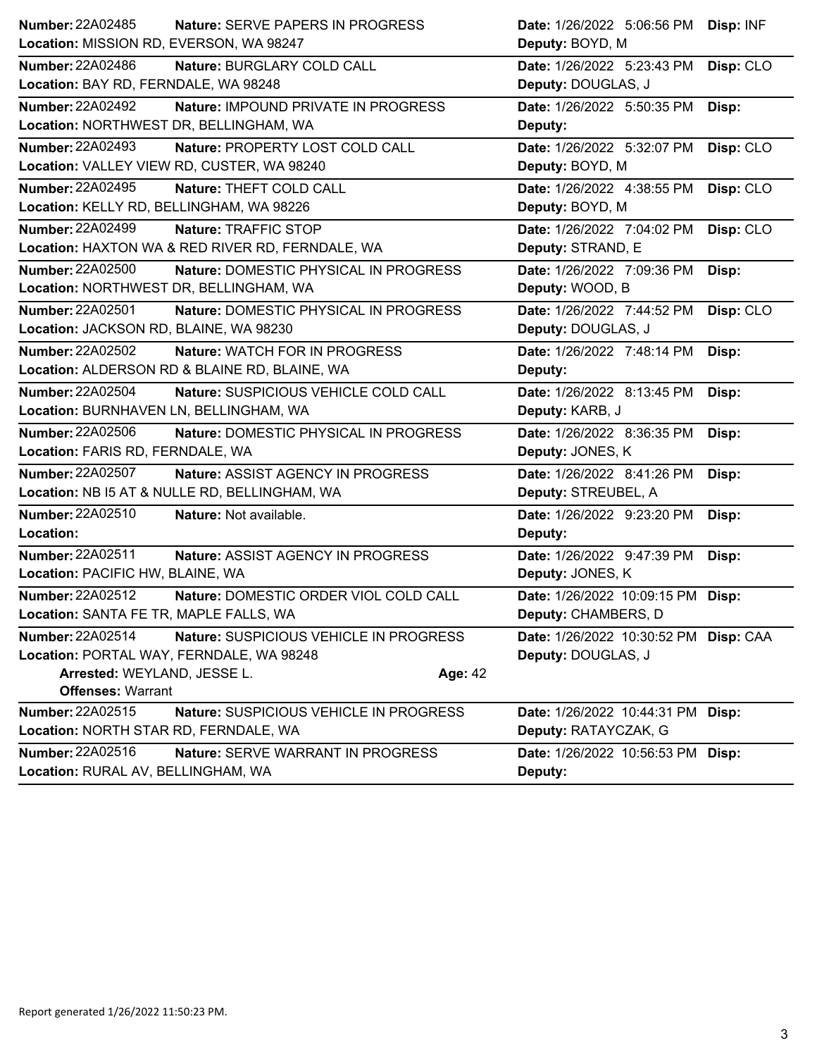**Number:** 22A02485 **Nature:** SERVE PAPERS IN PROGRESS **Date:** 1/26/2022 5:06:56 PM **Disp:** INF
**Location:** MISSION RD, EVERSON, WA 98247 **Deputy:** BOYD, M

**Number:** 22A02486 **Nature:** BURGLARY COLD CALL **Date:** 1/26/2022 5:23:43 PM **Disp:** CLO
**Location:** BAY RD, FERNDALE, WA 98248 **Deputy:** DOUGLAS, J

**Number:** 22A02492 **Nature:** IMPOUND PRIVATE IN PROGRESS **Date:** 1/26/2022 5:50:35 PM **Disp:**
**Location:** NORTHWEST DR, BELLINGHAM, WA **Deputy:**

**Number:** 22A02493 **Nature:** PROPERTY LOST COLD CALL **Date:** 1/26/2022 5:32:07 PM **Disp:** CLO
**Location:** VALLEY VIEW RD, CUSTER, WA 98240 **Deputy:** BOYD, M

**Number:** 22A02495 **Nature:** THEFT COLD CALL **Date:** 1/26/2022 4:38:55 PM **Disp:** CLO
**Location:** KELLY RD, BELLINGHAM, WA 98226 **Deputy:** BOYD, M

**Number:** 22A02499 **Nature:** TRAFFIC STOP **Date:** 1/26/2022 7:04:02 PM **Disp:** CLO
**Location:** HAXTON WA & RED RIVER RD, FERNDALE, WA **Deputy:** STRAND, E

**Number:** 22A02500 **Nature:** DOMESTIC PHYSICAL IN PROGRESS **Date:** 1/26/2022 7:09:36 PM **Disp:**
**Location:** NORTHWEST DR, BELLINGHAM, WA **Deputy:** WOOD, B

**Number:** 22A02501 **Nature:** DOMESTIC PHYSICAL IN PROGRESS **Date:** 1/26/2022 7:44:52 PM **Disp:** CLO
**Location:** JACKSON RD, BLAINE, WA 98230 **Deputy:** DOUGLAS, J

**Number:** 22A02502 **Nature:** WATCH FOR IN PROGRESS **Date:** 1/26/2022 7:48:14 PM **Disp:**
**Location:** ALDERSON RD & BLAINE RD, BLAINE, WA **Deputy:**

**Number:** 22A02504 **Nature:** SUSPICIOUS VEHICLE COLD CALL **Date:** 1/26/2022 8:13:45 PM **Disp:**
**Location:** BURNHAVEN LN, BELLINGHAM, WA **Deputy:** KARB, J

**Number:** 22A02506 **Nature:** DOMESTIC PHYSICAL IN PROGRESS **Date:** 1/26/2022 8:36:35 PM **Disp:**
**Location:** FARIS RD, FERNDALE, WA **Deputy:** JONES, K

**Number:** 22A02507 **Nature:** ASSIST AGENCY IN PROGRESS **Date:** 1/26/2022 8:41:26 PM **Disp:**
**Location:** NB I5 AT & NULLE RD, BELLINGHAM, WA **Deputy:** STREUBEL, A

**Number:** 22A02510 **Nature:** Not available. **Date:** 1/26/2022 9:23:20 PM **Disp:**
**Location:** **Deputy:**

**Number:** 22A02511 **Nature:** ASSIST AGENCY IN PROGRESS **Date:** 1/26/2022 9:47:39 PM **Disp:**
**Location:** PACIFIC HW, BLAINE, WA **Deputy:** JONES, K

**Number:** 22A02512 **Nature:** DOMESTIC ORDER VIOL COLD CALL **Date:** 1/26/2022 10:09:15 PM **Disp:**
**Location:** SANTA FE TR, MAPLE FALLS, WA **Deputy:** CHAMBERS, D

**Number:** 22A02514 **Nature:** SUSPICIOUS VEHICLE IN PROGRESS **Date:** 1/26/2022 10:30:52 PM **Disp:** CAA
**Location:** PORTAL WAY, FERNDALE, WA 98248 **Deputy:** DOUGLAS, J
**Arrested:** WEYLAND, JESSE L. **Age:** 42
**Offenses:** Warrant

**Number:** 22A02515 **Nature:** SUSPICIOUS VEHICLE IN PROGRESS **Date:** 1/26/2022 10:44:31 PM **Disp:**
**Location:** NORTH STAR RD, FERNDALE, WA **Deputy:** RATAYCZAK, G

**Number:** 22A02516 **Nature:** SERVE WARRANT IN PROGRESS **Date:** 1/26/2022 10:56:53 PM **Disp:**
**Location:** RURAL AV, BELLINGHAM, WA **Deputy:**

Report generated 1/26/2022 11:50:23 PM.